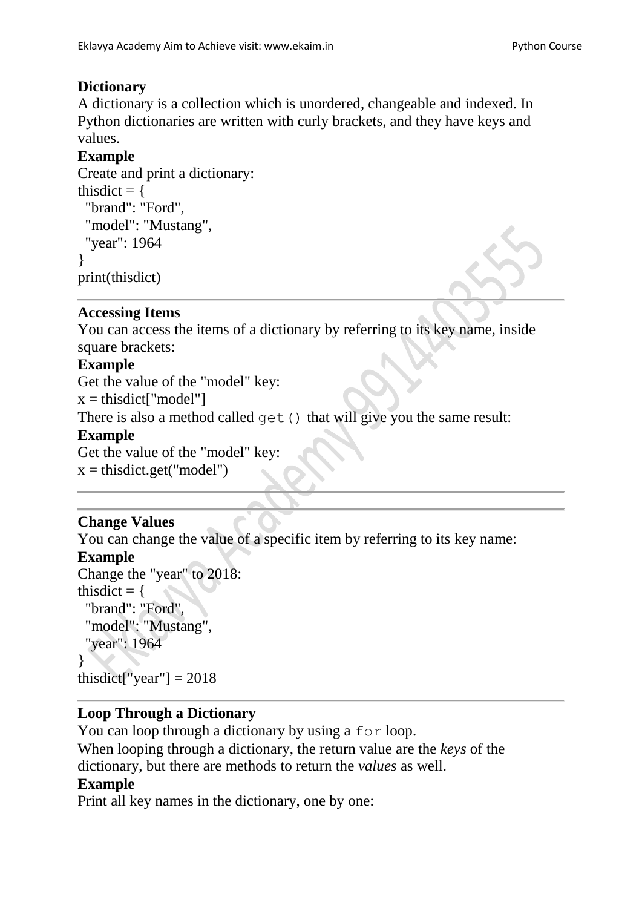## Dictionary

A dictionary is a collection which is unordered, changeable and indexed. In Python dictionaries are written with curly brackets, and they have keys and values.

**Example**

Create and print a dictionary:

```
thisdict = {
  "brand": "Ford",
  "model": "Mustang",
  "year": 1964
}
print(thisdict)
```

---

## Accessing Items

You can access the items of a dictionary by referring to its key name, inside square brackets:

**Example**

Get the value of the "model" key:

```
x = thisdict["model"]
```

There is also a method called `get()` that will give you the same result:

**Example**

Get the value of the "model" key:

```
x = thisdict.get("model")
```

---

---

## Change Values

You can change the value of a specific item by referring to its key name:

**Example**

Change the "year" to 2018:

```
thisdict = {
  "brand": "Ford",
  "model": "Mustang",
  "year": 1964
}
thisdict["year"] = 2018
```

---

## Loop Through a Dictionary

You can loop through a dictionary by using a `for` loop.

When looping through a dictionary, the return value are the *keys* of the dictionary, but there are methods to return the *values* as well.

**Example**

Print all key names in the dictionary, one by one: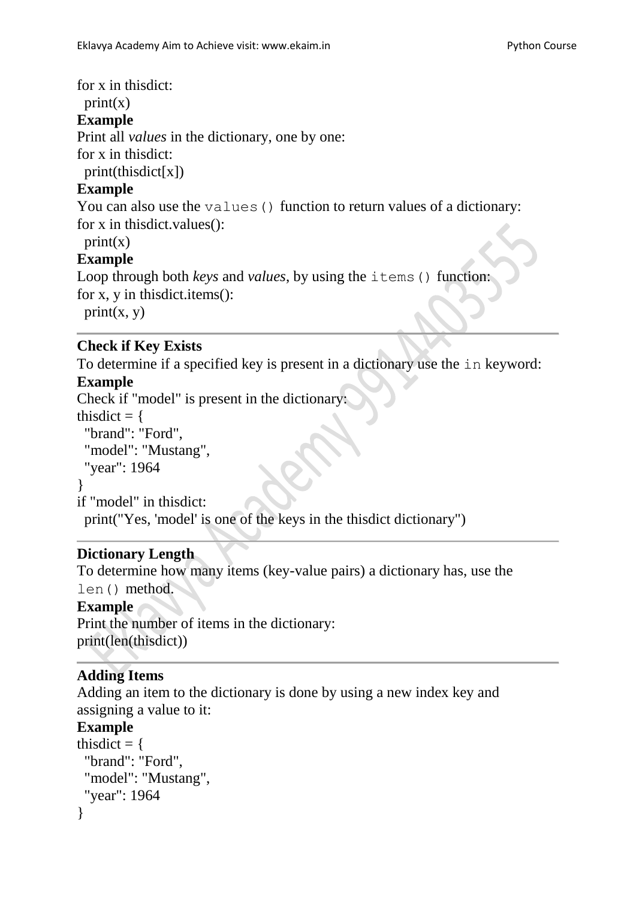```
for x in thisdict:
  print(x)
```

**Example**

Print all *values* in the dictionary, one by one:

```
for x in thisdict:
  print(thisdict[x])
```

**Example**

You can also use the `values()` function to return values of a dictionary:

```
for x in thisdict.values():
  print(x)
```

**Example**

Loop through both *keys* and *values*, by using the `items()` function:

```
for x, y in thisdict.items():
  print(x, y)
```

---

**Check if Key Exists**

To determine if a specified key is present in a dictionary use the `in` keyword:

**Example**

Check if "model" is present in the dictionary:

```
thisdict = {
  "brand": "Ford",
  "model": "Mustang",
  "year": 1964
}
if "model" in thisdict:
  print("Yes, 'model' is one of the keys in the thisdict dictionary")
```

---

**Dictionary Length**

To determine how many items (key-value pairs) a dictionary has, use the `len()` method.

**Example**

Print the number of items in the dictionary:

```
print(len(thisdict))
```

---

**Adding Items**

Adding an item to the dictionary is done by using a new index key and assigning a value to it:

**Example**

```
thisdict = {
  "brand": "Ford",
  "model": "Mustang",
  "year": 1964
}
```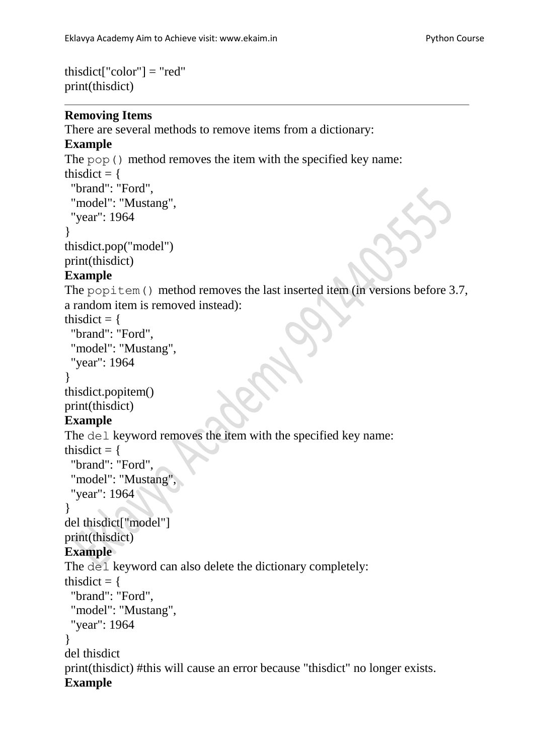```
thisdict["color"] = "red"
print(thisdict)
```

---

**Removing Items**

There are several methods to remove items from a dictionary:

**Example**

The `pop()` method removes the item with the specified key name:

```
thisdict = {
  "brand": "Ford",
  "model": "Mustang",
  "year": 1964
}
thisdict.pop("model")
print(thisdict)
```

**Example**

The `popitem()` method removes the last inserted item (in versions before 3.7, a random item is removed instead):

```
thisdict = {
  "brand": "Ford",
  "model": "Mustang",
  "year": 1964
}
thisdict.popitem()
print(thisdict)
```

**Example**

The `del` keyword removes the item with the specified key name:

```
thisdict = {
  "brand": "Ford",
  "model": "Mustang",
  "year": 1964
}
del thisdict["model"]
print(thisdict)
```

**Example**

The `del` keyword can also delete the dictionary completely:

```
thisdict = {
  "brand": "Ford",
  "model": "Mustang",
  "year": 1964
}
del thisdict
print(thisdict) #this will cause an error because "thisdict" no longer exists.
```

**Example**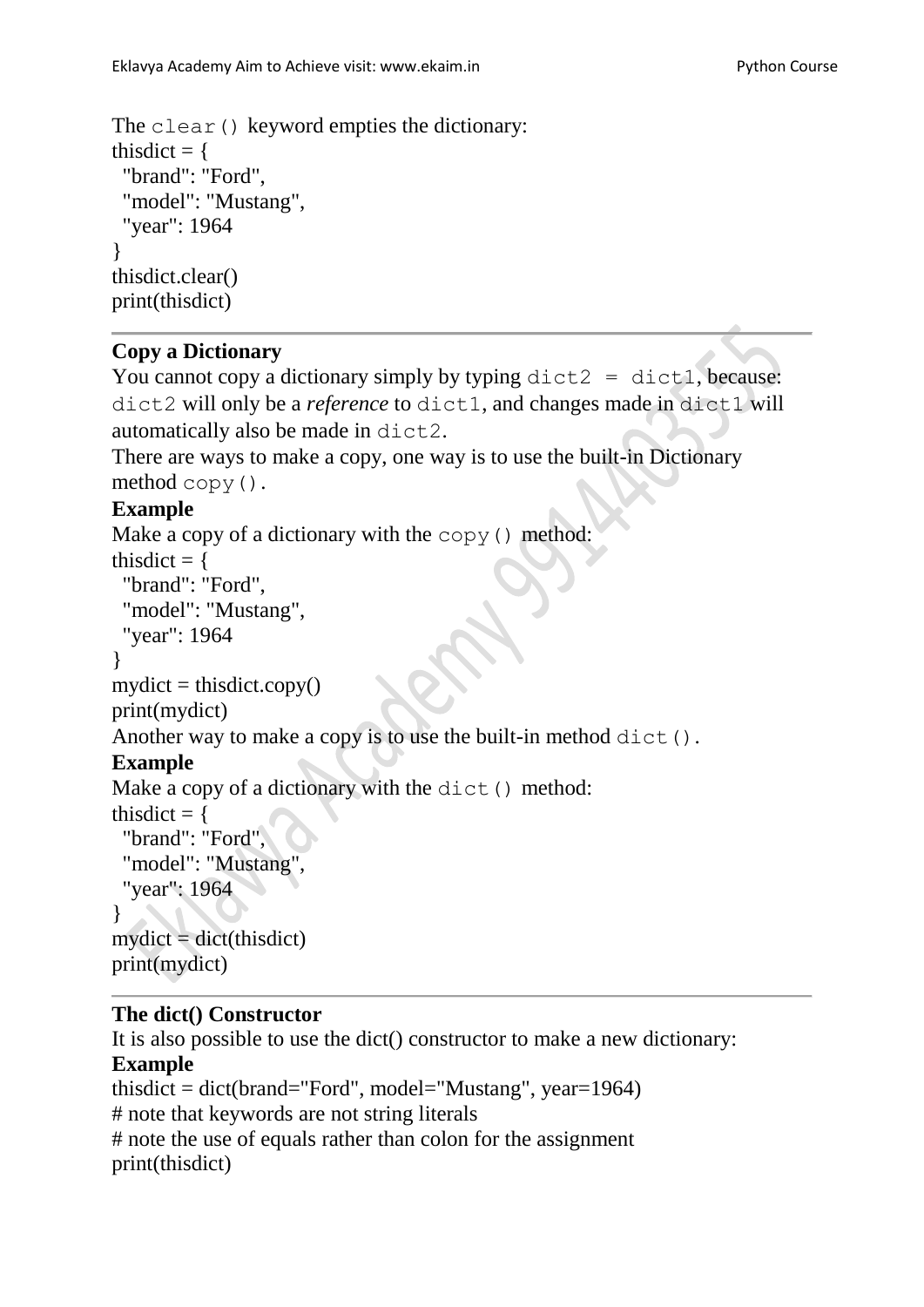The `clear()` keyword empties the dictionary:

```
thisdict = {
  "brand": "Ford",
  "model": "Mustang",
  "year": 1964
}
thisdict.clear()
print(thisdict)
```

---

**Copy a Dictionary**

You cannot copy a dictionary simply by typing `dict2 = dict1`, because: `dict2` will only be a *reference* to `dict1`, and changes made in `dict1` will automatically also be made in `dict2`.

There are ways to make a copy, one way is to use the built-in Dictionary method `copy()`.

**Example**

Make a copy of a dictionary with the `copy()` method:

```
thisdict = {
  "brand": "Ford",
  "model": "Mustang",
  "year": 1964
}
mydict = thisdict.copy()
print(mydict)
```

Another way to make a copy is to use the built-in method `dict()`.

**Example**

Make a copy of a dictionary with the `dict()` method:

```
thisdict = {
  "brand": "Ford",
  "model": "Mustang",
  "year": 1964
}
mydict = dict(thisdict)
print(mydict)
```

---

**The dict() Constructor**

It is also possible to use the dict() constructor to make a new dictionary:

**Example**

```
thisdict = dict(brand="Ford", model="Mustang", year=1964)
# note that keywords are not string literals
# note the use of equals rather than colon for the assignment
print(thisdict)
```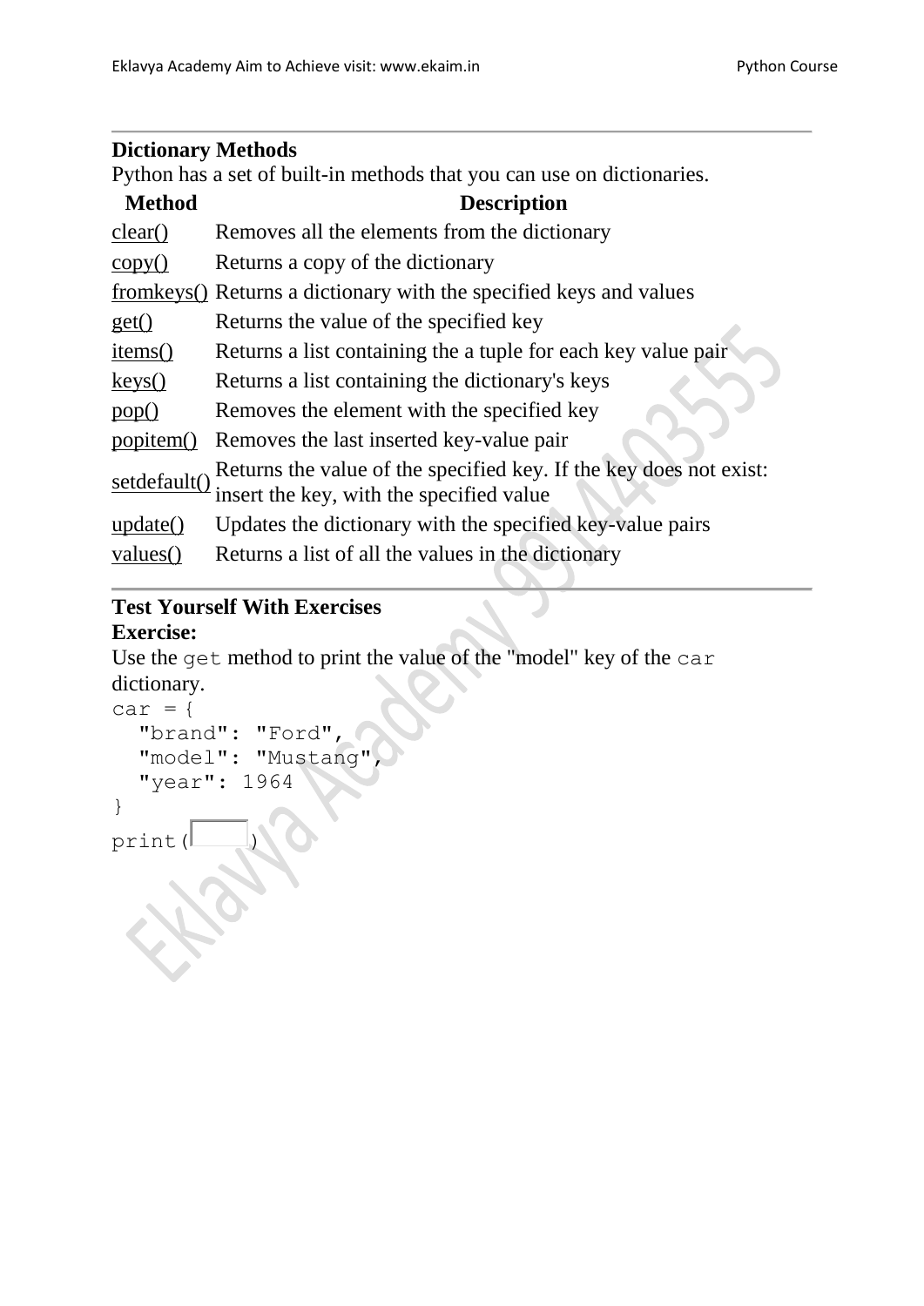## Dictionary Methods

Python has a set of built-in methods that you can use on dictionaries.

| Method | Description |
|---|---|
| clear() | Removes all the elements from the dictionary |
| copy() | Returns a copy of the dictionary |
| fromkeys() | Returns a dictionary with the specified keys and values |
| get() | Returns the value of the specified key |
| items() | Returns a list containing the a tuple for each key value pair |
| keys() | Returns a list containing the dictionary's keys |
| pop() | Removes the element with the specified key |
| popitem() | Removes the last inserted key-value pair |
| setdefault() | Returns the value of the specified key. If the key does not exist: insert the key, with the specified value |
| update() | Updates the dictionary with the specified key-value pairs |
| values() | Returns a list of all the values in the dictionary |

## Test Yourself With Exercises

**Exercise:**

Use the `get` method to print the value of the "model" key of the `car` dictionary.

```
car = {
  "brand": "Ford",
  "model": "Mustang",
  "year": 1964
}
print(      )
```